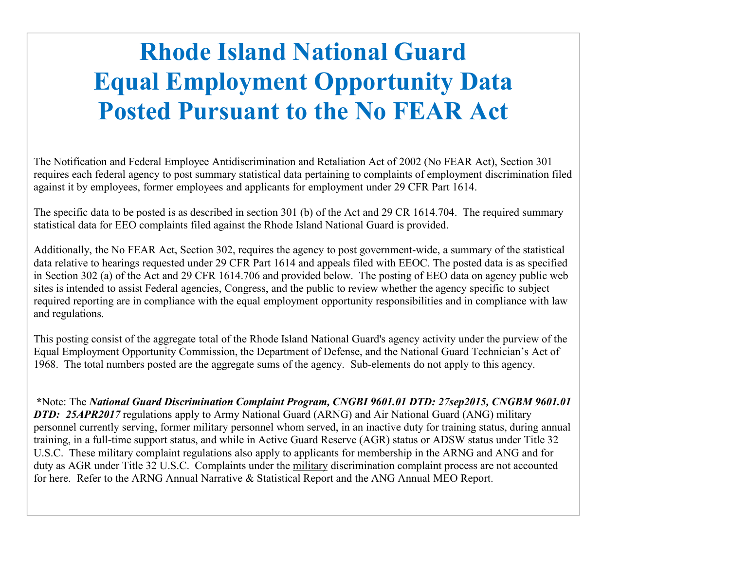# Rhode Island National Guard
# Equal Employment Opportunity Data
# Posted Pursuant to the No FEAR Act

The Notification and Federal Employee Antidiscrimination and Retaliation Act of 2002 (No FEAR Act), Section 301 requires each federal agency to post summary statistical data pertaining to complaints of employment discrimination filed against it by employees, former employees and applicants for employment under 29 CFR Part 1614.

The specific data to be posted is as described in section 301 (b) of the Act and 29 CR 1614.704. The required summary statistical data for EEO complaints filed against the Rhode Island National Guard is provided.

Additionally, the No FEAR Act, Section 302, requires the agency to post government-wide, a summary of the statistical data relative to hearings requested under 29 CFR Part 1614 and appeals filed with EEOC. The posted data is as specified in Section 302 (a) of the Act and 29 CFR 1614.706 and provided below. The posting of EEO data on agency public web sites is intended to assist Federal agencies, Congress, and the public to review whether the agency specific to subject required reporting are in compliance with the equal employment opportunity responsibilities and in compliance with law and regulations.

This posting consist of the aggregate total of the Rhode Island National Guard's agency activity under the purview of the Equal Employment Opportunity Commission, the Department of Defense, and the National Guard Technician's Act of 1968. The total numbers posted are the aggregate sums of the agency. Sub-elements do not apply to this agency.

**\***Note: The ***National Guard Discrimination Complaint Program, CNGBI 9601.01 DTD: 27sep2015, CNGBM 9601.01 DTD: 25APR2017*** regulations apply to Army National Guard (ARNG) and Air National Guard (ANG) military personnel currently serving, former military personnel whom served, in an inactive duty for training status, during annual training, in a full-time support status, and while in Active Guard Reserve (AGR) status or ADSW status under Title 32 U.S.C. These military complaint regulations also apply to applicants for membership in the ARNG and ANG and for duty as AGR under Title 32 U.S.C. Complaints under the military discrimination complaint process are not accounted for here. Refer to the ARNG Annual Narrative & Statistical Report and the ANG Annual MEO Report.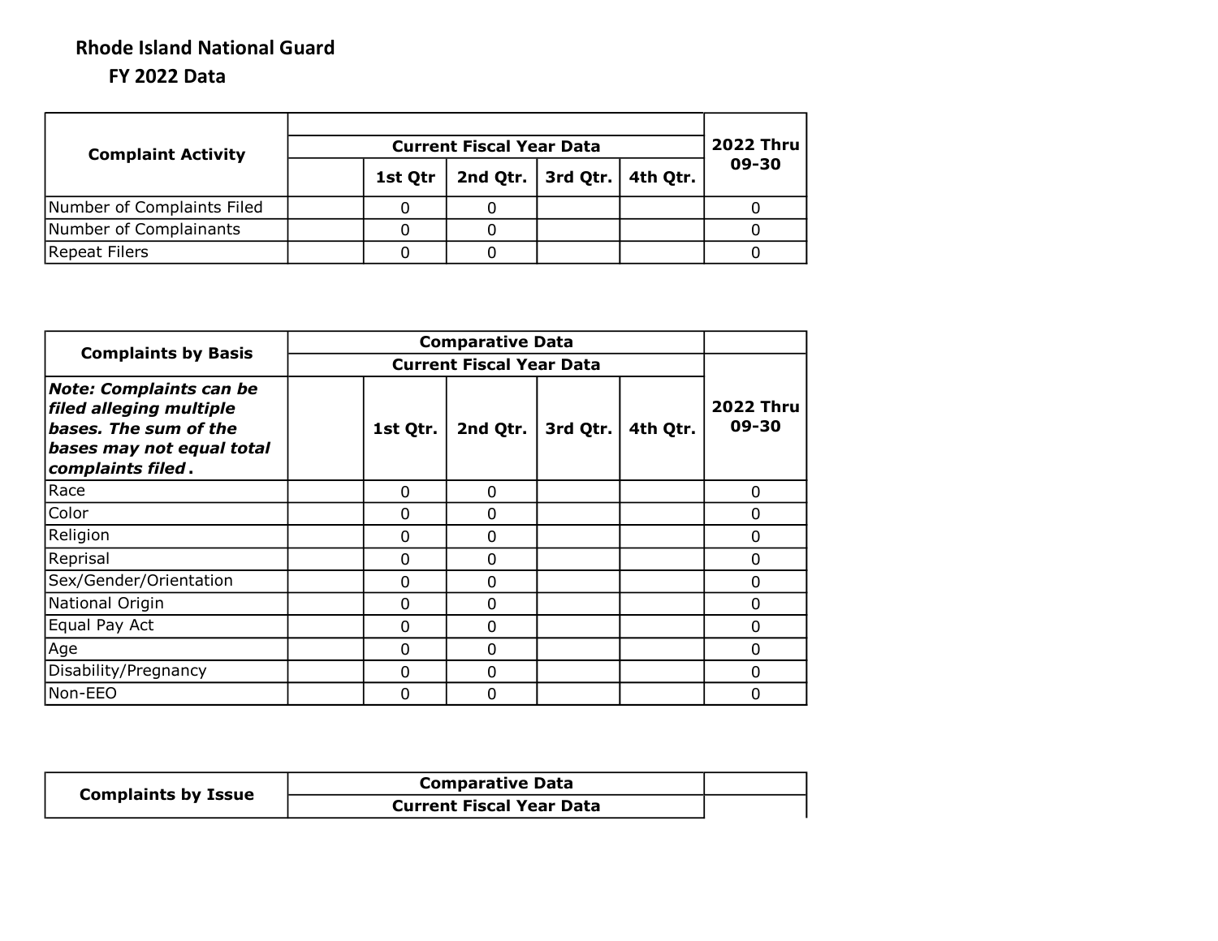**Rhode Island National Guard**

**FY 2022 Data**

| Complaint Activity | | Current Fiscal Year Data | | | | 2022 Thru 09-30 |
|---|---|---|---|---|---|---|
| | | 1st Qtr | 2nd Qtr. | 3rd Qtr. | 4th Qtr. | |
| Number of Complaints Filed | | 0 | 0 | | | 0 |
| Number of Complainants | | 0 | 0 | | | 0 |
| Repeat Filers | | 0 | 0 | | | 0 |

| Complaints by Basis | Comparative Data | | | | | |
|---|---|---|---|---|---|---|
| | Current Fiscal Year Data | | | | | |
| ***Note: Complaints can be filed alleging multiple bases. The sum of the bases may not equal total complaints filed.*** | | 1st Qtr. | 2nd Qtr. | 3rd Qtr. | 4th Qtr. | 2022 Thru 09-30 |
| Race | | 0 | 0 | | | 0 |
| Color | | 0 | 0 | | | 0 |
| Religion | | 0 | 0 | | | 0 |
| Reprisal | | 0 | 0 | | | 0 |
| Sex/Gender/Orientation | | 0 | 0 | | | 0 |
| National Origin | | 0 | 0 | | | 0 |
| Equal Pay Act | | 0 | 0 | | | 0 |
| Age | | 0 | 0 | | | 0 |
| Disability/Pregnancy | | 0 | 0 | | | 0 |
| Non-EEO | | 0 | 0 | | | 0 |

| Complaints by Issue | Comparative Data | |
|---|---|---|
| | Current Fiscal Year Data | |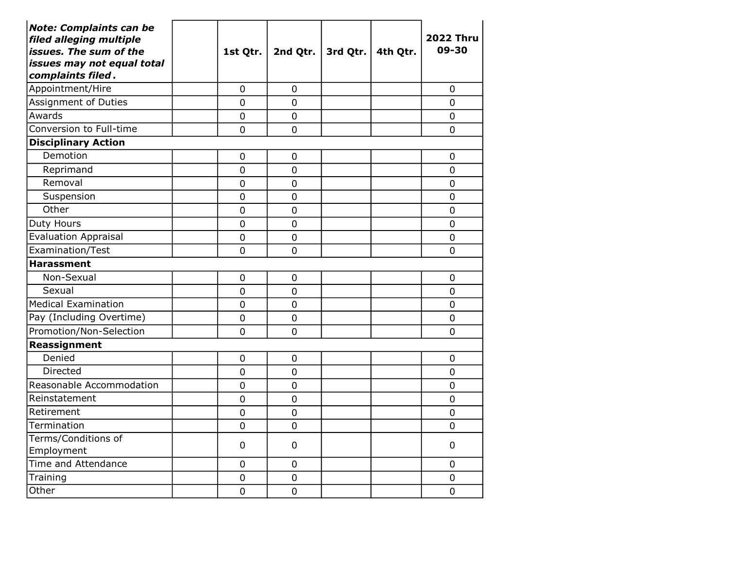| ***Note: Complaints can be filed alleging multiple issues. The sum of the issues may not equal total complaints filed.*** | | 1st Qtr. | 2nd Qtr. | 3rd Qtr. | 4th Qtr. | 2022 Thru 09-30 |
|---|---|---|---|---|---|---|
| Appointment/Hire | | 0 | 0 | | | 0 |
| Assignment of Duties | | 0 | 0 | | | 0 |
| Awards | | 0 | 0 | | | 0 |
| Conversion to Full-time | | 0 | 0 | | | 0 |
| **Disciplinary Action** | | | | | | |
| Demotion | | 0 | 0 | | | 0 |
| Reprimand | | 0 | 0 | | | 0 |
| Removal | | 0 | 0 | | | 0 |
| Suspension | | 0 | 0 | | | 0 |
| Other | | 0 | 0 | | | 0 |
| Duty Hours | | 0 | 0 | | | 0 |
| Evaluation Appraisal | | 0 | 0 | | | 0 |
| Examination/Test | | 0 | 0 | | | 0 |
| **Harassment** | | | | | | |
| Non-Sexual | | 0 | 0 | | | 0 |
| Sexual | | 0 | 0 | | | 0 |
| Medical Examination | | 0 | 0 | | | 0 |
| Pay (Including Overtime) | | 0 | 0 | | | 0 |
| Promotion/Non-Selection | | 0 | 0 | | | 0 |
| **Reassignment** | | | | | | |
| Denied | | 0 | 0 | | | 0 |
| Directed | | 0 | 0 | | | 0 |
| Reasonable Accommodation | | 0 | 0 | | | 0 |
| Reinstatement | | 0 | 0 | | | 0 |
| Retirement | | 0 | 0 | | | 0 |
| Termination | | 0 | 0 | | | 0 |
| Terms/Conditions of Employment | | 0 | 0 | | | 0 |
| Time and Attendance | | 0 | 0 | | | 0 |
| Training | | 0 | 0 | | | 0 |
| Other | | 0 | 0 | | | 0 |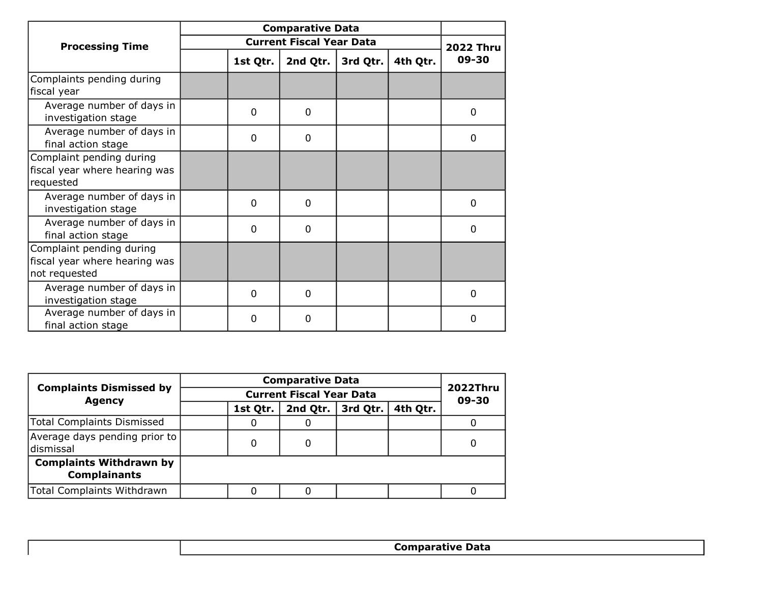| Processing Time | Comparative Data | | | | | 2022 Thru 09-30 |
|---|---|---|---|---|---|---|
| | Current Fiscal Year Data | | | | | |
| | | 1st Qtr. | 2nd Qtr. | 3rd Qtr. | 4th Qtr. | |
| Complaints pending during fiscal year | | | | | | |
| Average number of days in investigation stage | | 0 | 0 | | | 0 |
| Average number of days in final action stage | | 0 | 0 | | | 0 |
| Complaint pending during fiscal year where hearing was requested | | | | | | |
| Average number of days in investigation stage | | 0 | 0 | | | 0 |
| Average number of days in final action stage | | 0 | 0 | | | 0 |
| Complaint pending during fiscal year where hearing was not requested | | | | | | |
| Average number of days in investigation stage | | 0 | 0 | | | 0 |
| Average number of days in final action stage | | 0 | 0 | | | 0 |

| Complaints Dismissed by Agency | Comparative Data | | | | | 2022Thru 09-30 |
|---|---|---|---|---|---|---|
| | Current Fiscal Year Data | | | | | |
| | | 1st Qtr. | 2nd Qtr. | 3rd Qtr. | 4th Qtr. | |
| Total Complaints Dismissed | | 0 | 0 | | | 0 |
| Average days pending prior to dismissal | | 0 | 0 | | | 0 |
| **Complaints Withdrawn by Complainants** | | | | | | |
| Total Complaints Withdrawn | | 0 | 0 | | | 0 |

| | Comparative Data |
|---|---|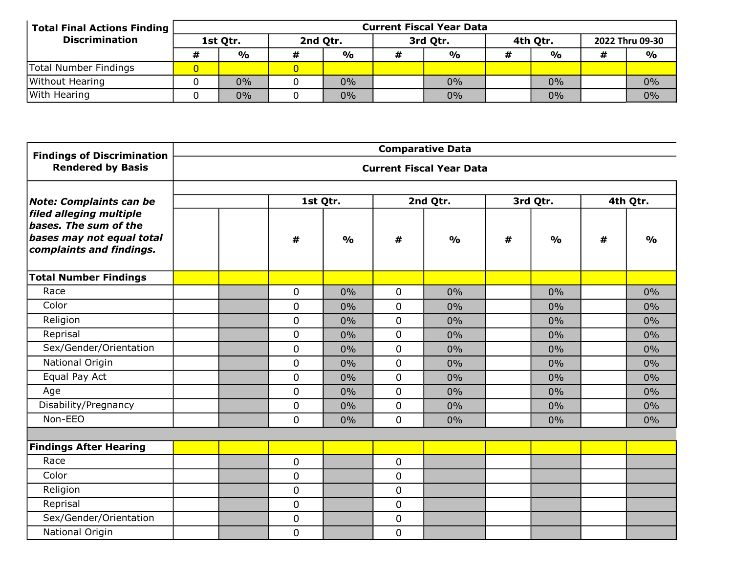| Total Final Actions Finding Discrimination | Current Fiscal Year Data | | | | | | | | | |
|---|---|---|---|---|---|---|---|---|---|---|
| | 1st Qtr. | | 2nd Qtr. | | 3rd Qtr. | | 4th Qtr. | | 2022 Thru 09-30 | |
| | # | % | # | % | # | % | # | % | # | % |
| Total Number Findings | 0 | | 0 | | | | | | | |
| Without Hearing | 0 | 0% | 0 | 0% | | 0% | | 0% | | 0% |
| With Hearing | 0 | 0% | 0 | 0% | | 0% | | 0% | | 0% |

| Findings of Discrimination Rendered by Basis | Comparative Data | | | | | | | | | |
|---|---|---|---|---|---|---|---|---|---|---|
| | Current Fiscal Year Data | | | | | | | | | |
| ***Note: Complaints can be filed alleging multiple bases. The sum of the bases may not equal total complaints and findings.*** | | | 1st Qtr. | | 2nd Qtr. | | 3rd Qtr. | | 4th Qtr. | |
| | | | # | % | # | % | # | % | # | % |
| **Total Number Findings** | | | | | | | | | | |
| Race | | | 0 | 0% | 0 | 0% | | 0% | | 0% |
| Color | | | 0 | 0% | 0 | 0% | | 0% | | 0% |
| Religion | | | 0 | 0% | 0 | 0% | | 0% | | 0% |
| Reprisal | | | 0 | 0% | 0 | 0% | | 0% | | 0% |
| Sex/Gender/Orientation | | | 0 | 0% | 0 | 0% | | 0% | | 0% |
| National Origin | | | 0 | 0% | 0 | 0% | | 0% | | 0% |
| Equal Pay Act | | | 0 | 0% | 0 | 0% | | 0% | | 0% |
| Age | | | 0 | 0% | 0 | 0% | | 0% | | 0% |
| Disability/Pregnancy | | | 0 | 0% | 0 | 0% | | 0% | | 0% |
| Non-EEO | | | 0 | 0% | 0 | 0% | | 0% | | 0% |
| | | | | | | | | | | |
| **Findings After Hearing** | | | | | | | | | | |
| Race | | | 0 | | 0 | | | | | |
| Color | | | 0 | | 0 | | | | | |
| Religion | | | 0 | | 0 | | | | | |
| Reprisal | | | 0 | | 0 | | | | | |
| Sex/Gender/Orientation | | | 0 | | 0 | | | | | |
| National Origin | | | 0 | | 0 | | | | | |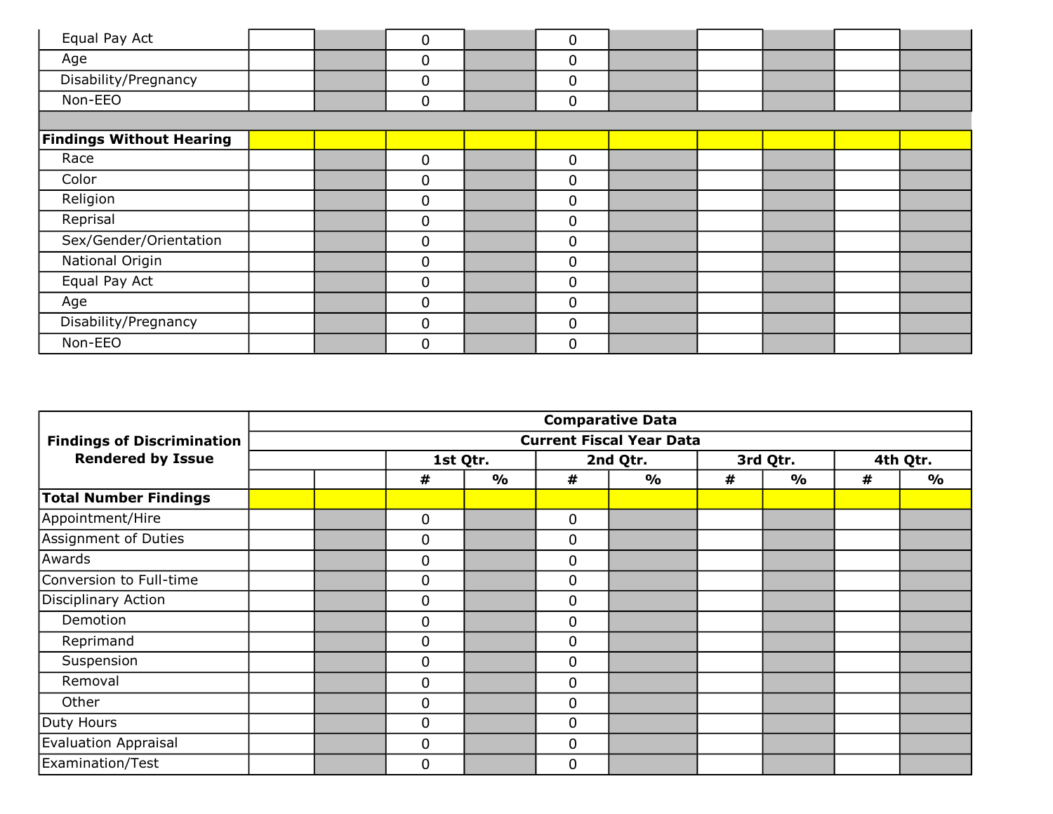| | | | | | | | | | | |
|---|---|---|---|---|---|---|---|---|---|---|
| Equal Pay Act | | | 0 | | 0 | | | | | |
| Age | | | 0 | | 0 | | | | | |
| Disability/Pregnancy | | | 0 | | 0 | | | | | |
| Non-EEO | | | 0 | | 0 | | | | | |
| | | | | | | | | | | |
| **Findings Without Hearing** | | | | | | | | | | |
| Race | | | 0 | | 0 | | | | | |
| Color | | | 0 | | 0 | | | | | |
| Religion | | | 0 | | 0 | | | | | |
| Reprisal | | | 0 | | 0 | | | | | |
| Sex/Gender/Orientation | | | 0 | | 0 | | | | | |
| National Origin | | | 0 | | 0 | | | | | |
| Equal Pay Act | | | 0 | | 0 | | | | | |
| Age | | | 0 | | 0 | | | | | |
| Disability/Pregnancy | | | 0 | | 0 | | | | | |
| Non-EEO | | | 0 | | 0 | | | | | |

| **Findings of Discrimination Rendered by Issue** | **Comparative Data** | | | | | | | | | |
|---|---|---|---|---|---|---|---|---|---|---|
| | **Current Fiscal Year Data** | | | | | | | | | |
| | | | **1st Qtr.** | | **2nd Qtr.** | | **3rd Qtr.** | | **4th Qtr.** | |
| | | | **#** | **%** | **#** | **%** | **#** | **%** | **#** | **%** |
| **Total Number Findings** | | | | | | | | | | |
| Appointment/Hire | | | 0 | | 0 | | | | | |
| Assignment of Duties | | | 0 | | 0 | | | | | |
| Awards | | | 0 | | 0 | | | | | |
| Conversion to Full-time | | | 0 | | 0 | | | | | |
| Disciplinary Action | | | 0 | | 0 | | | | | |
| Demotion | | | 0 | | 0 | | | | | |
| Reprimand | | | 0 | | 0 | | | | | |
| Suspension | | | 0 | | 0 | | | | | |
| Removal | | | 0 | | 0 | | | | | |
| Other | | | 0 | | 0 | | | | | |
| Duty Hours | | | 0 | | 0 | | | | | |
| Evaluation Appraisal | | | 0 | | 0 | | | | | |
| Examination/Test | | | 0 | | 0 | | | | | |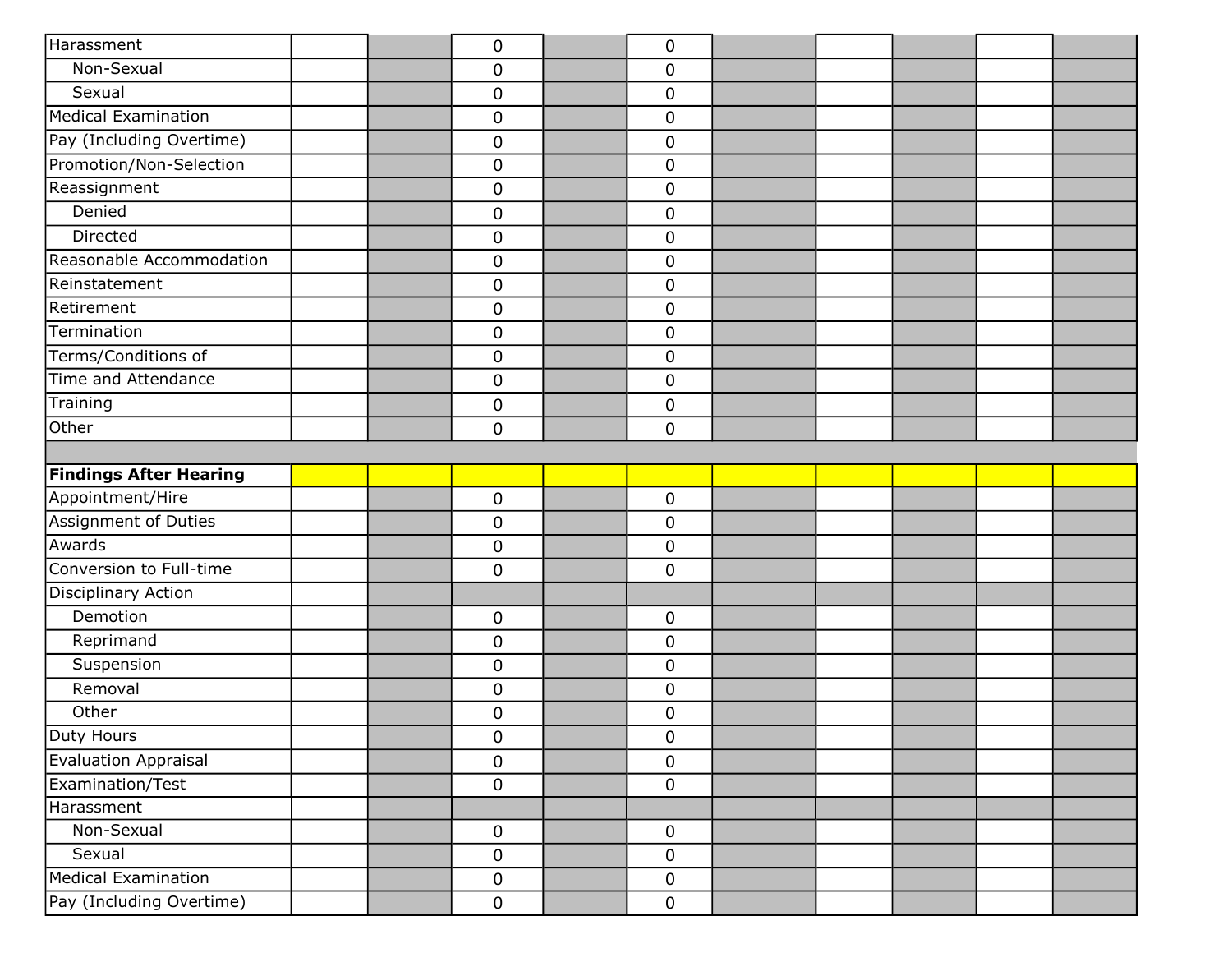| | | | | | | | | | | |
|---|---|---|---|---|---|---|---|---|---|---|
| Harassment | | | 0 | | 0 | | | | | |
| Non-Sexual | | | 0 | | 0 | | | | | |
| Sexual | | | 0 | | 0 | | | | | |
| Medical Examination | | | 0 | | 0 | | | | | |
| Pay (Including Overtime) | | | 0 | | 0 | | | | | |
| Promotion/Non-Selection | | | 0 | | 0 | | | | | |
| Reassignment | | | 0 | | 0 | | | | | |
| Denied | | | 0 | | 0 | | | | | |
| Directed | | | 0 | | 0 | | | | | |
| Reasonable Accommodation | | | 0 | | 0 | | | | | |
| Reinstatement | | | 0 | | 0 | | | | | |
| Retirement | | | 0 | | 0 | | | | | |
| Termination | | | 0 | | 0 | | | | | |
| Terms/Conditions of | | | 0 | | 0 | | | | | |
| Time and Attendance | | | 0 | | 0 | | | | | |
| Training | | | 0 | | 0 | | | | | |
| Other | | | 0 | | 0 | | | | | |
| | | | | | | | | | | |
| **Findings After Hearing** | | | | | | | | | | |
| Appointment/Hire | | | 0 | | 0 | | | | | |
| Assignment of Duties | | | 0 | | 0 | | | | | |
| Awards | | | 0 | | 0 | | | | | |
| Conversion to Full-time | | | 0 | | 0 | | | | | |
| Disciplinary Action | | | | | | | | | | |
| Demotion | | | 0 | | 0 | | | | | |
| Reprimand | | | 0 | | 0 | | | | | |
| Suspension | | | 0 | | 0 | | | | | |
| Removal | | | 0 | | 0 | | | | | |
| Other | | | 0 | | 0 | | | | | |
| Duty Hours | | | 0 | | 0 | | | | | |
| Evaluation Appraisal | | | 0 | | 0 | | | | | |
| Examination/Test | | | 0 | | 0 | | | | | |
| Harassment | | | | | | | | | | |
| Non-Sexual | | | 0 | | 0 | | | | | |
| Sexual | | | 0 | | 0 | | | | | |
| Medical Examination | | | 0 | | 0 | | | | | |
| Pay (Including Overtime) | | | 0 | | 0 | | | | | |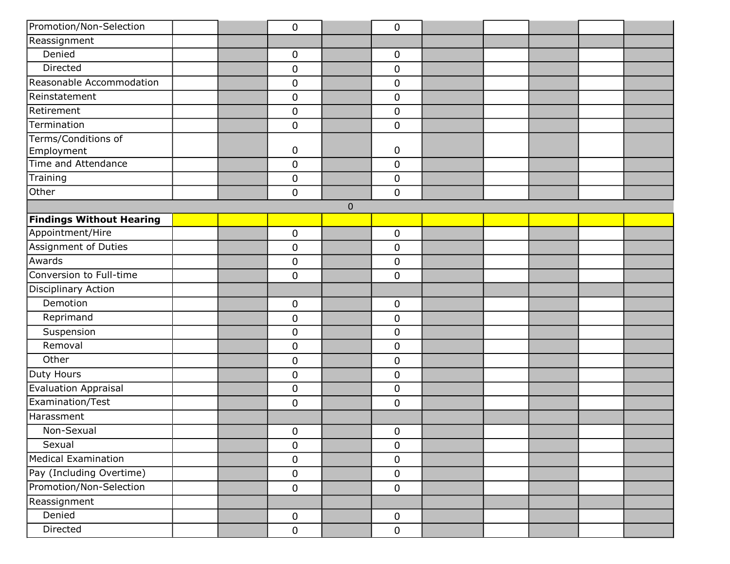| | | | | | | | | | | |
|---|---|---|---|---|---|---|---|---|---|---|
| Promotion/Non-Selection | | | 0 | | 0 | | | | | |
| Reassignment | | | | | | | | | | |
| Denied | | | 0 | | 0 | | | | | |
| Directed | | | 0 | | 0 | | | | | |
| Reasonable Accommodation | | | 0 | | 0 | | | | | |
| Reinstatement | | | 0 | | 0 | | | | | |
| Retirement | | | 0 | | 0 | | | | | |
| Termination | | | 0 | | 0 | | | | | |
| Terms/Conditions of Employment | | | 0 | | 0 | | | | | |
| Time and Attendance | | | 0 | | 0 | | | | | |
| Training | | | 0 | | 0 | | | | | |
| Other | | | 0 | | 0 | | | | | |
| 0 | | | | | | | | | | |
| **Findings Without Hearing** | | | | | | | | | | |
| Appointment/Hire | | | 0 | | 0 | | | | | |
| Assignment of Duties | | | 0 | | 0 | | | | | |
| Awards | | | 0 | | 0 | | | | | |
| Conversion to Full-time | | | 0 | | 0 | | | | | |
| Disciplinary Action | | | | | | | | | | |
| Demotion | | | 0 | | 0 | | | | | |
| Reprimand | | | 0 | | 0 | | | | | |
| Suspension | | | 0 | | 0 | | | | | |
| Removal | | | 0 | | 0 | | | | | |
| Other | | | 0 | | 0 | | | | | |
| Duty Hours | | | 0 | | 0 | | | | | |
| Evaluation Appraisal | | | 0 | | 0 | | | | | |
| Examination/Test | | | 0 | | 0 | | | | | |
| Harassment | | | | | | | | | | |
| Non-Sexual | | | 0 | | 0 | | | | | |
| Sexual | | | 0 | | 0 | | | | | |
| Medical Examination | | | 0 | | 0 | | | | | |
| Pay (Including Overtime) | | | 0 | | 0 | | | | | |
| Promotion/Non-Selection | | | 0 | | 0 | | | | | |
| Reassignment | | | | | | | | | | |
| Denied | | | 0 | | 0 | | | | | |
| Directed | | | 0 | | 0 | | | | | |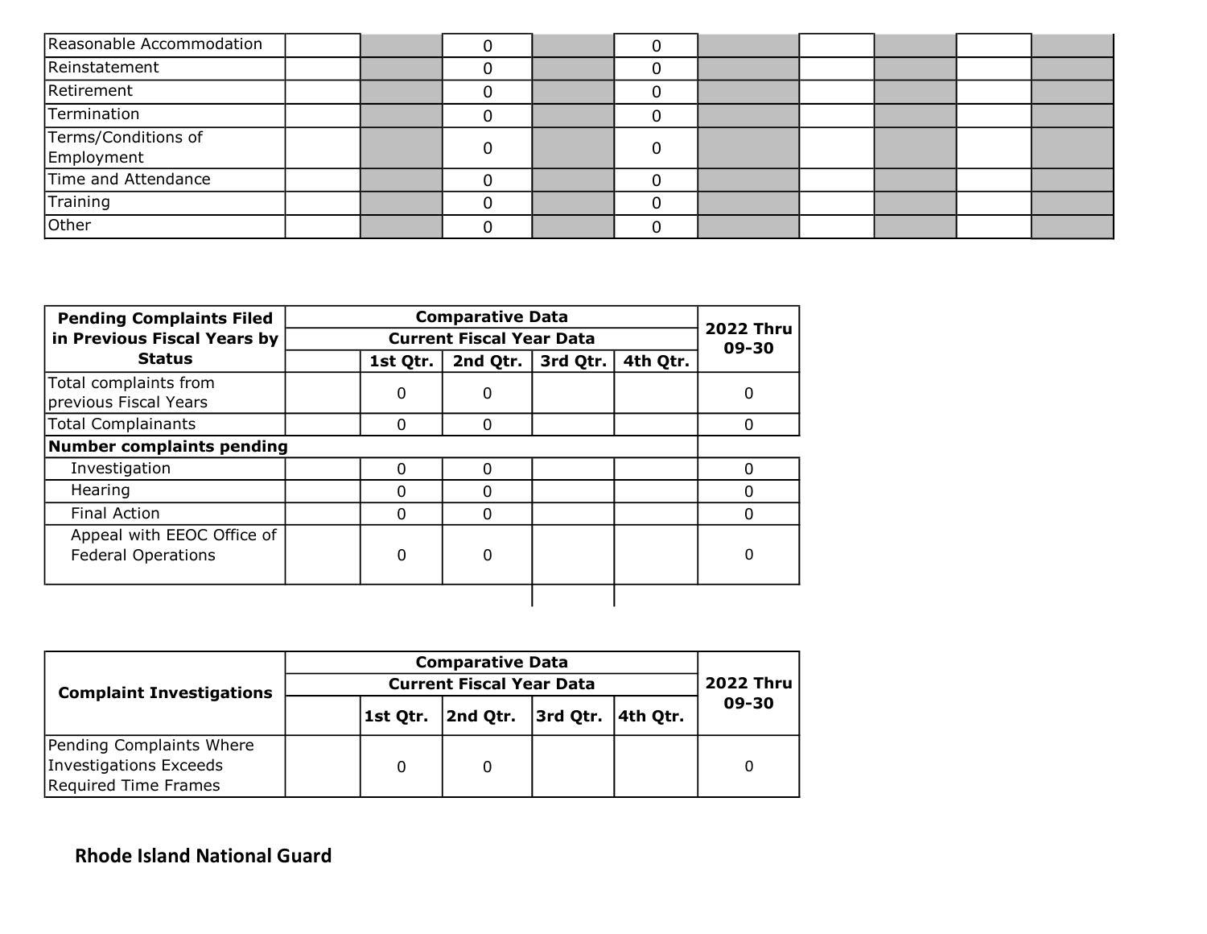| | | | | | | | | | | |
|---|---|---|---|---|---|---|---|---|---|---|
| Reasonable Accommodation | | | 0 | | 0 | | | | | |
| Reinstatement | | | 0 | | 0 | | | | | |
| Retirement | | | 0 | | 0 | | | | | |
| Termination | | | 0 | | 0 | | | | | |
| Terms/Conditions of Employment | | | 0 | | 0 | | | | | |
| Time and Attendance | | | 0 | | 0 | | | | | |
| Training | | | 0 | | 0 | | | | | |
| Other | | | 0 | | 0 | | | | | |

| Pending Complaints Filed in Previous Fiscal Years by Status | Comparative Data | | | | | 2022 Thru 09-30 |
|---|---|---|---|---|---|---|
| | Current Fiscal Year Data | | | | | |
| | | 1st Qtr. | 2nd Qtr. | 3rd Qtr. | 4th Qtr. | |
| Total complaints from previous Fiscal Years | | 0 | 0 | | | 0 |
| Total Complainants | | 0 | 0 | | | 0 |
| **Number complaints pending** | | | | | | |
| Investigation | | 0 | 0 | | | 0 |
| Hearing | | 0 | 0 | | | 0 |
| Final Action | | 0 | 0 | | | 0 |
| Appeal with EEOC Office of Federal Operations | | 0 | 0 | | | 0 |

| Complaint Investigations | Comparative Data | | | | | 2022 Thru 09-30 |
|---|---|---|---|---|---|---|
| | Current Fiscal Year Data | | | | | |
| | | 1st Qtr. | 2nd Qtr. | 3rd Qtr. | 4th Qtr. | |
| Pending Complaints Where Investigations Exceeds Required Time Frames | | 0 | 0 | | | 0 |

**Rhode Island National Guard**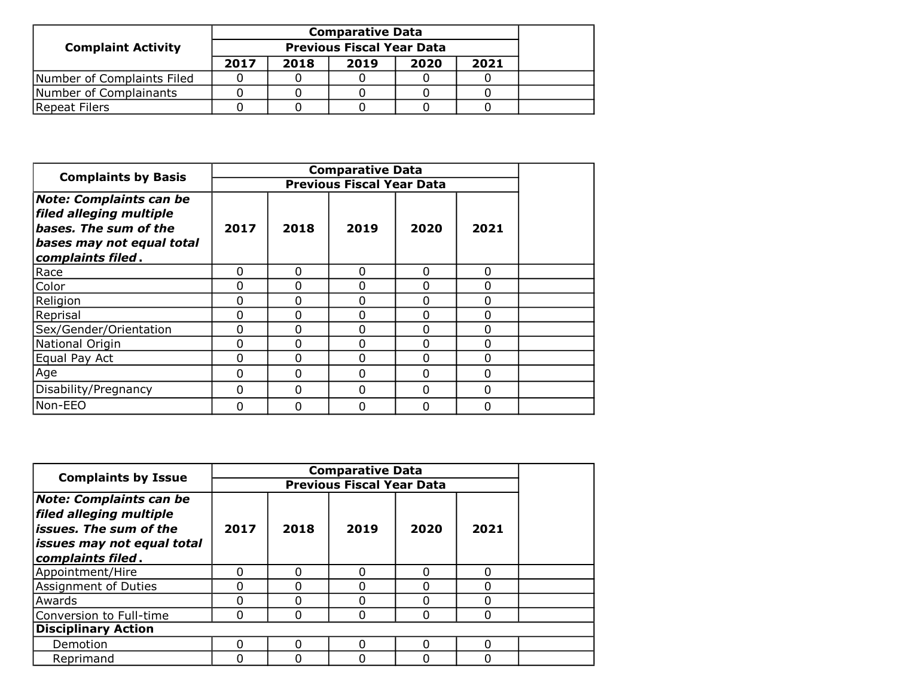| Complaint Activity | Comparative Data Previous Fiscal Year Data | | | | | |
|---|---|---|---|---|---|---|
| | 2017 | 2018 | 2019 | 2020 | 2021 | |
| Number of Complaints Filed | 0 | 0 | 0 | 0 | 0 | |
| Number of Complainants | 0 | 0 | 0 | 0 | 0 | |
| Repeat Filers | 0 | 0 | 0 | 0 | 0 | |

| Complaints by Basis | Comparative Data Previous Fiscal Year Data | | | | | |
|---|---|---|---|---|---|---|
| ***Note: Complaints can be filed alleging multiple bases. The sum of the bases may not equal total complaints filed.*** | 2017 | 2018 | 2019 | 2020 | 2021 | |
| Race | 0 | 0 | 0 | 0 | 0 | |
| Color | 0 | 0 | 0 | 0 | 0 | |
| Religion | 0 | 0 | 0 | 0 | 0 | |
| Reprisal | 0 | 0 | 0 | 0 | 0 | |
| Sex/Gender/Orientation | 0 | 0 | 0 | 0 | 0 | |
| National Origin | 0 | 0 | 0 | 0 | 0 | |
| Equal Pay Act | 0 | 0 | 0 | 0 | 0 | |
| Age | 0 | 0 | 0 | 0 | 0 | |
| Disability/Pregnancy | 0 | 0 | 0 | 0 | 0 | |
| Non-EEO | 0 | 0 | 0 | 0 | 0 | |

| Complaints by Issue | Comparative Data Previous Fiscal Year Data | | | | | |
|---|---|---|---|---|---|---|
| ***Note: Complaints can be filed alleging multiple issues. The sum of the issues may not equal total complaints filed.*** | 2017 | 2018 | 2019 | 2020 | 2021 | |
| Appointment/Hire | 0 | 0 | 0 | 0 | 0 | |
| Assignment of Duties | 0 | 0 | 0 | 0 | 0 | |
| Awards | 0 | 0 | 0 | 0 | 0 | |
| Conversion to Full-time | 0 | 0 | 0 | 0 | 0 | |
| **Disciplinary Action** | | | | | | |
| Demotion | 0 | 0 | 0 | 0 | 0 | |
| Reprimand | 0 | 0 | 0 | 0 | 0 | |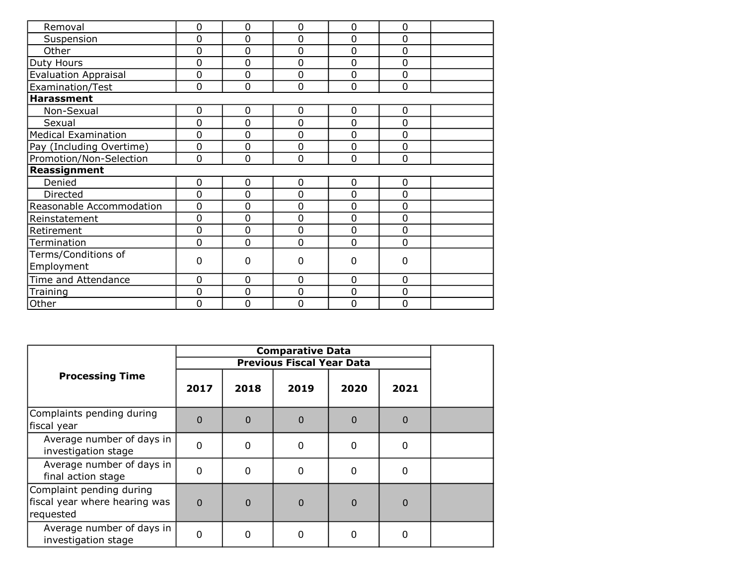| | | | | | | |
|---|---|---|---|---|---|---|
| Removal | 0 | 0 | 0 | 0 | 0 | |
| Suspension | 0 | 0 | 0 | 0 | 0 | |
| Other | 0 | 0 | 0 | 0 | 0 | |
| Duty Hours | 0 | 0 | 0 | 0 | 0 | |
| Evaluation Appraisal | 0 | 0 | 0 | 0 | 0 | |
| Examination/Test | 0 | 0 | 0 | 0 | 0 | |
| **Harassment** | | | | | | |
| Non-Sexual | 0 | 0 | 0 | 0 | 0 | |
| Sexual | 0 | 0 | 0 | 0 | 0 | |
| Medical Examination | 0 | 0 | 0 | 0 | 0 | |
| Pay (Including Overtime) | 0 | 0 | 0 | 0 | 0 | |
| Promotion/Non-Selection | 0 | 0 | 0 | 0 | 0 | |
| **Reassignment** | | | | | | |
| Denied | 0 | 0 | 0 | 0 | 0 | |
| Directed | 0 | 0 | 0 | 0 | 0 | |
| Reasonable Accommodation | 0 | 0 | 0 | 0 | 0 | |
| Reinstatement | 0 | 0 | 0 | 0 | 0 | |
| Retirement | 0 | 0 | 0 | 0 | 0 | |
| Termination | 0 | 0 | 0 | 0 | 0 | |
| Terms/Conditions of Employment | 0 | 0 | 0 | 0 | 0 | |
| Time and Attendance | 0 | 0 | 0 | 0 | 0 | |
| Training | 0 | 0 | 0 | 0 | 0 | |
| Other | 0 | 0 | 0 | 0 | 0 | |

| Processing Time | Comparative Data Previous Fiscal Year Data | | | | | |
|---|---|---|---|---|---|---|
| | 2017 | 2018 | 2019 | 2020 | 2021 | |
| Complaints pending during fiscal year | 0 | 0 | 0 | 0 | 0 | |
| Average number of days in investigation stage | 0 | 0 | 0 | 0 | 0 | |
| Average number of days in final action stage | 0 | 0 | 0 | 0 | 0 | |
| Complaint pending during fiscal year where hearing was requested | 0 | 0 | 0 | 0 | 0 | |
| Average number of days in investigation stage | 0 | 0 | 0 | 0 | 0 | |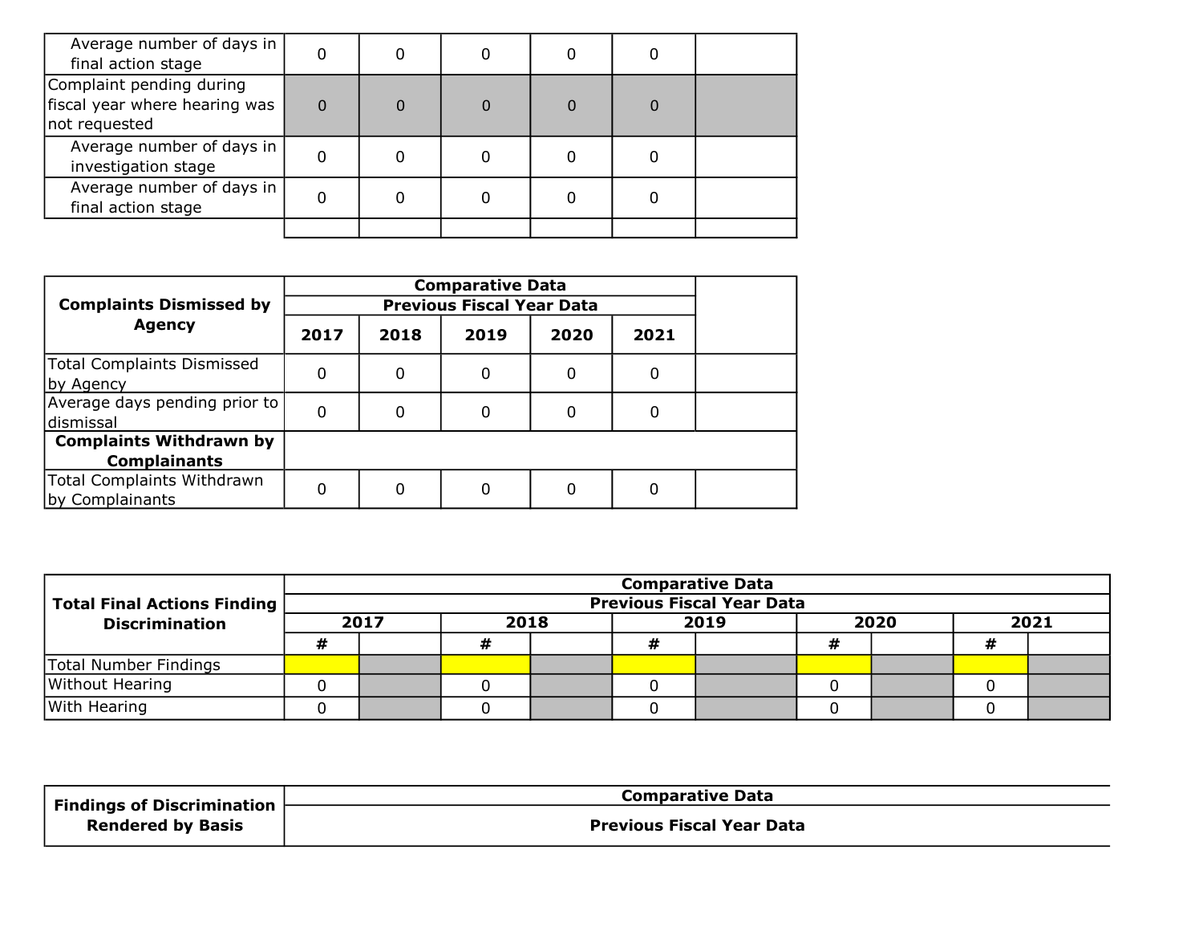| | | | | | | |
|---|---|---|---|---|---|---|
| Average number of days in final action stage | 0 | 0 | 0 | 0 | 0 | |
| Complaint pending during fiscal year where hearing was not requested | 0 | 0 | 0 | 0 | 0 | |
| Average number of days in investigation stage | 0 | 0 | 0 | 0 | 0 | |
| Average number of days in final action stage | 0 | 0 | 0 | 0 | 0 | |
| | | | | | | |

| Complaints Dismissed by Agency | Comparative Data | | | | | |
|---|---|---|---|---|---|---|
| | Previous Fiscal Year Data | | | | | |
| | 2017 | 2018 | 2019 | 2020 | 2021 | |
| Total Complaints Dismissed by Agency | 0 | 0 | 0 | 0 | 0 | |
| Average days pending prior to dismissal | 0 | 0 | 0 | 0 | 0 | |
| **Complaints Withdrawn by Complainants** | | | | | | |
| Total Complaints Withdrawn by Complainants | 0 | 0 | 0 | 0 | 0 | |

| Total Final Actions Finding Discrimination | Comparative Data | | | | | | | | | |
|---|---|---|---|---|---|---|---|---|---|---|
| | Previous Fiscal Year Data | | | | | | | | | |
| | 2017 | | 2018 | | 2019 | | 2020 | | 2021 | |
| | # | | # | | # | | # | | # | |
| Total Number Findings | | | | | | | | | | |
| Without Hearing | 0 | | 0 | | 0 | | 0 | | 0 | |
| With Hearing | 0 | | 0 | | 0 | | 0 | | 0 | |

| Findings of Discrimination Rendered by Basis | Comparative Data |
|---|---|
| | Previous Fiscal Year Data |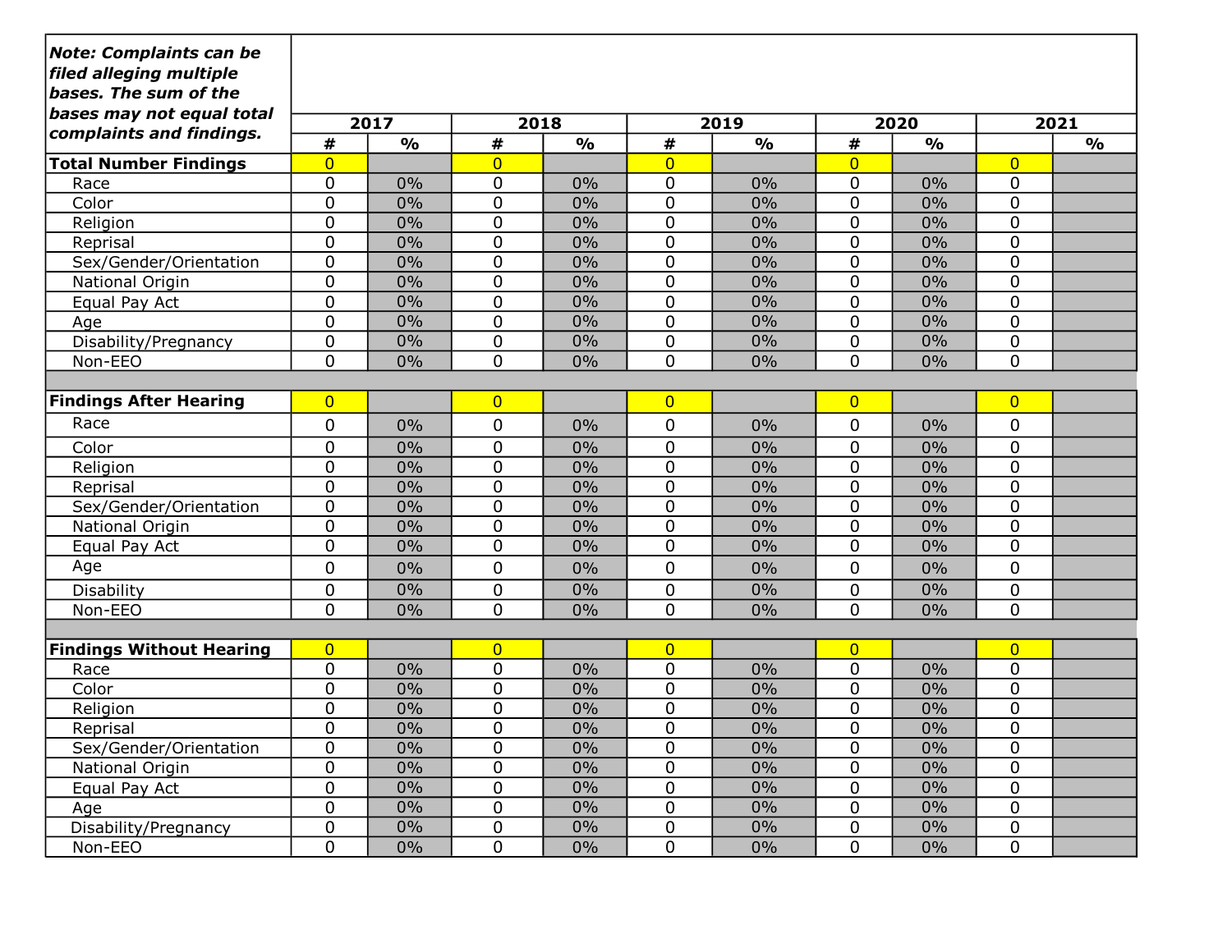| *Note: Complaints can be filed alleging multiple bases. The sum of the bases may not equal total complaints and findings.* | 2017 | | 2018 | | 2019 | | 2020 | | 2021 | |
|---|---|---|---|---|---|---|---|---|---|---|
| | # | % | # | % | # | % | # | % | | % |
| **Total Number Findings** | 0 | | 0 | | 0 | | 0 | | 0 | |
| Race | 0 | 0% | 0 | 0% | 0 | 0% | 0 | 0% | 0 | |
| Color | 0 | 0% | 0 | 0% | 0 | 0% | 0 | 0% | 0 | |
| Religion | 0 | 0% | 0 | 0% | 0 | 0% | 0 | 0% | 0 | |
| Reprisal | 0 | 0% | 0 | 0% | 0 | 0% | 0 | 0% | 0 | |
| Sex/Gender/Orientation | 0 | 0% | 0 | 0% | 0 | 0% | 0 | 0% | 0 | |
| National Origin | 0 | 0% | 0 | 0% | 0 | 0% | 0 | 0% | 0 | |
| Equal Pay Act | 0 | 0% | 0 | 0% | 0 | 0% | 0 | 0% | 0 | |
| Age | 0 | 0% | 0 | 0% | 0 | 0% | 0 | 0% | 0 | |
| Disability/Pregnancy | 0 | 0% | 0 | 0% | 0 | 0% | 0 | 0% | 0 | |
| Non-EEO | 0 | 0% | 0 | 0% | 0 | 0% | 0 | 0% | 0 | |
| | | | | | | | | | | |
| **Findings After Hearing** | 0 | | 0 | | 0 | | 0 | | 0 | |
| Race | 0 | 0% | 0 | 0% | 0 | 0% | 0 | 0% | 0 | |
| Color | 0 | 0% | 0 | 0% | 0 | 0% | 0 | 0% | 0 | |
| Religion | 0 | 0% | 0 | 0% | 0 | 0% | 0 | 0% | 0 | |
| Reprisal | 0 | 0% | 0 | 0% | 0 | 0% | 0 | 0% | 0 | |
| Sex/Gender/Orientation | 0 | 0% | 0 | 0% | 0 | 0% | 0 | 0% | 0 | |
| National Origin | 0 | 0% | 0 | 0% | 0 | 0% | 0 | 0% | 0 | |
| Equal Pay Act | 0 | 0% | 0 | 0% | 0 | 0% | 0 | 0% | 0 | |
| Age | 0 | 0% | 0 | 0% | 0 | 0% | 0 | 0% | 0 | |
| Disability | 0 | 0% | 0 | 0% | 0 | 0% | 0 | 0% | 0 | |
| Non-EEO | 0 | 0% | 0 | 0% | 0 | 0% | 0 | 0% | 0 | |
| | | | | | | | | | | |
| **Findings Without Hearing** | 0 | | 0 | | 0 | | 0 | | 0 | |
| Race | 0 | 0% | 0 | 0% | 0 | 0% | 0 | 0% | 0 | |
| Color | 0 | 0% | 0 | 0% | 0 | 0% | 0 | 0% | 0 | |
| Religion | 0 | 0% | 0 | 0% | 0 | 0% | 0 | 0% | 0 | |
| Reprisal | 0 | 0% | 0 | 0% | 0 | 0% | 0 | 0% | 0 | |
| Sex/Gender/Orientation | 0 | 0% | 0 | 0% | 0 | 0% | 0 | 0% | 0 | |
| National Origin | 0 | 0% | 0 | 0% | 0 | 0% | 0 | 0% | 0 | |
| Equal Pay Act | 0 | 0% | 0 | 0% | 0 | 0% | 0 | 0% | 0 | |
| Age | 0 | 0% | 0 | 0% | 0 | 0% | 0 | 0% | 0 | |
| Disability/Pregnancy | 0 | 0% | 0 | 0% | 0 | 0% | 0 | 0% | 0 | |
| Non-EEO | 0 | 0% | 0 | 0% | 0 | 0% | 0 | 0% | 0 | |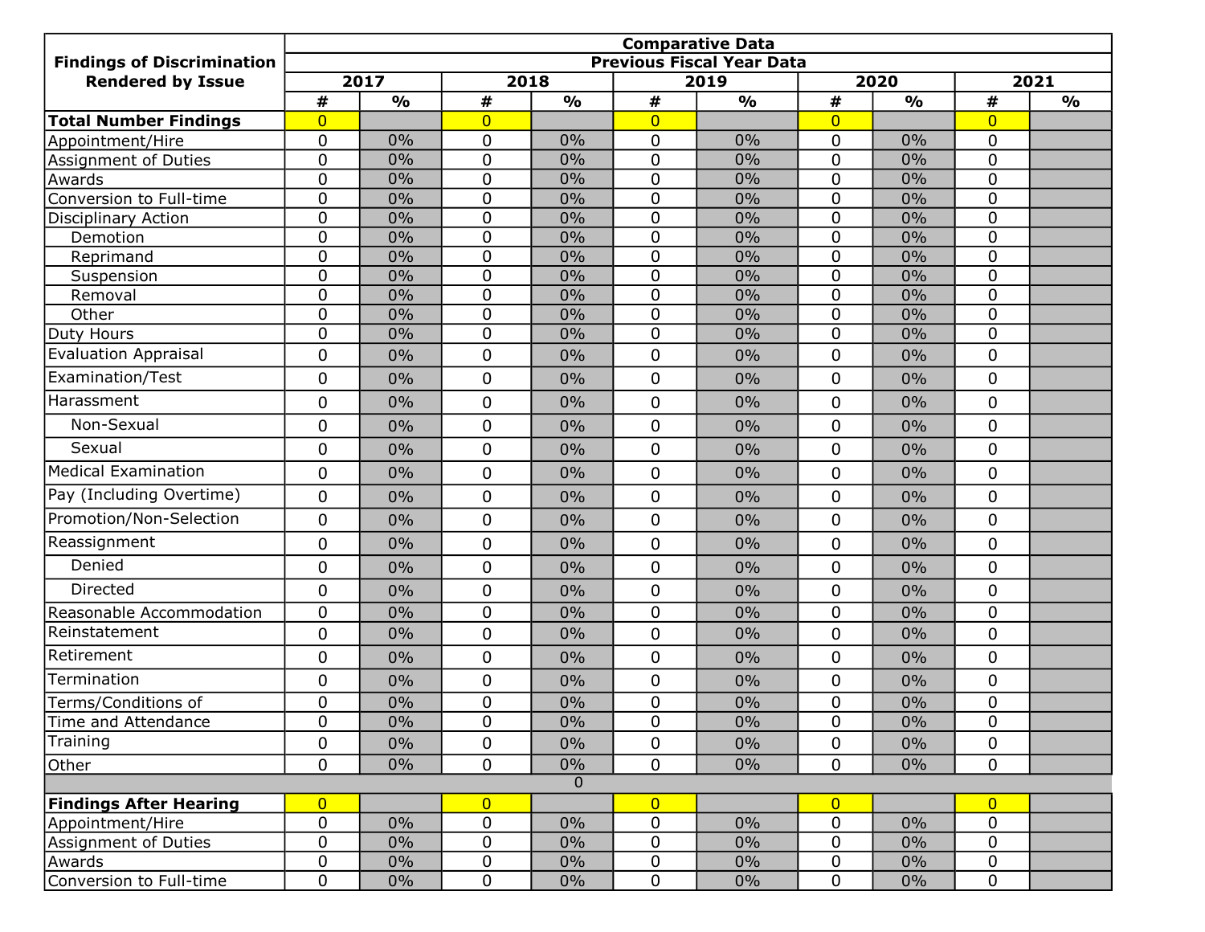| Findings of Discrimination Rendered by Issue | Comparative Data | | | | | | | | | |
|---|---|---|---|---|---|---|---|---|---|---|
| | Previous Fiscal Year Data | | | | | | | | | |
| | 2017 | | 2018 | | 2019 | | 2020 | | 2021 | |
| | # | % | # | % | # | % | # | % | # | % |
| **Total Number Findings** | 0 | | 0 | | 0 | | 0 | | 0 | |
| Appointment/Hire | 0 | 0% | 0 | 0% | 0 | 0% | 0 | 0% | 0 | |
| Assignment of Duties | 0 | 0% | 0 | 0% | 0 | 0% | 0 | 0% | 0 | |
| Awards | 0 | 0% | 0 | 0% | 0 | 0% | 0 | 0% | 0 | |
| Conversion to Full-time | 0 | 0% | 0 | 0% | 0 | 0% | 0 | 0% | 0 | |
| Disciplinary Action | 0 | 0% | 0 | 0% | 0 | 0% | 0 | 0% | 0 | |
| Demotion | 0 | 0% | 0 | 0% | 0 | 0% | 0 | 0% | 0 | |
| Reprimand | 0 | 0% | 0 | 0% | 0 | 0% | 0 | 0% | 0 | |
| Suspension | 0 | 0% | 0 | 0% | 0 | 0% | 0 | 0% | 0 | |
| Removal | 0 | 0% | 0 | 0% | 0 | 0% | 0 | 0% | 0 | |
| Other | 0 | 0% | 0 | 0% | 0 | 0% | 0 | 0% | 0 | |
| Duty Hours | 0 | 0% | 0 | 0% | 0 | 0% | 0 | 0% | 0 | |
| Evaluation Appraisal | 0 | 0% | 0 | 0% | 0 | 0% | 0 | 0% | 0 | |
| Examination/Test | 0 | 0% | 0 | 0% | 0 | 0% | 0 | 0% | 0 | |
| Harassment | 0 | 0% | 0 | 0% | 0 | 0% | 0 | 0% | 0 | |
| Non-Sexual | 0 | 0% | 0 | 0% | 0 | 0% | 0 | 0% | 0 | |
| Sexual | 0 | 0% | 0 | 0% | 0 | 0% | 0 | 0% | 0 | |
| Medical Examination | 0 | 0% | 0 | 0% | 0 | 0% | 0 | 0% | 0 | |
| Pay (Including Overtime) | 0 | 0% | 0 | 0% | 0 | 0% | 0 | 0% | 0 | |
| Promotion/Non-Selection | 0 | 0% | 0 | 0% | 0 | 0% | 0 | 0% | 0 | |
| Reassignment | 0 | 0% | 0 | 0% | 0 | 0% | 0 | 0% | 0 | |
| Denied | 0 | 0% | 0 | 0% | 0 | 0% | 0 | 0% | 0 | |
| Directed | 0 | 0% | 0 | 0% | 0 | 0% | 0 | 0% | 0 | |
| Reasonable Accommodation | 0 | 0% | 0 | 0% | 0 | 0% | 0 | 0% | 0 | |
| Reinstatement | 0 | 0% | 0 | 0% | 0 | 0% | 0 | 0% | 0 | |
| Retirement | 0 | 0% | 0 | 0% | 0 | 0% | 0 | 0% | 0 | |
| Termination | 0 | 0% | 0 | 0% | 0 | 0% | 0 | 0% | 0 | |
| Terms/Conditions of | 0 | 0% | 0 | 0% | 0 | 0% | 0 | 0% | 0 | |
| Time and Attendance | 0 | 0% | 0 | 0% | 0 | 0% | 0 | 0% | 0 | |
| Training | 0 | 0% | 0 | 0% | 0 | 0% | 0 | 0% | 0 | |
| Other | 0 | 0% | 0 | 0% | 0 | 0% | 0 | 0% | 0 | |
| | | | | | 0 | | | | | |
| **Findings After Hearing** | 0 | | 0 | | 0 | | 0 | | 0 | |
| Appointment/Hire | 0 | 0% | 0 | 0% | 0 | 0% | 0 | 0% | 0 | |
| Assignment of Duties | 0 | 0% | 0 | 0% | 0 | 0% | 0 | 0% | 0 | |
| Awards | 0 | 0% | 0 | 0% | 0 | 0% | 0 | 0% | 0 | |
| Conversion to Full-time | 0 | 0% | 0 | 0% | 0 | 0% | 0 | 0% | 0 | |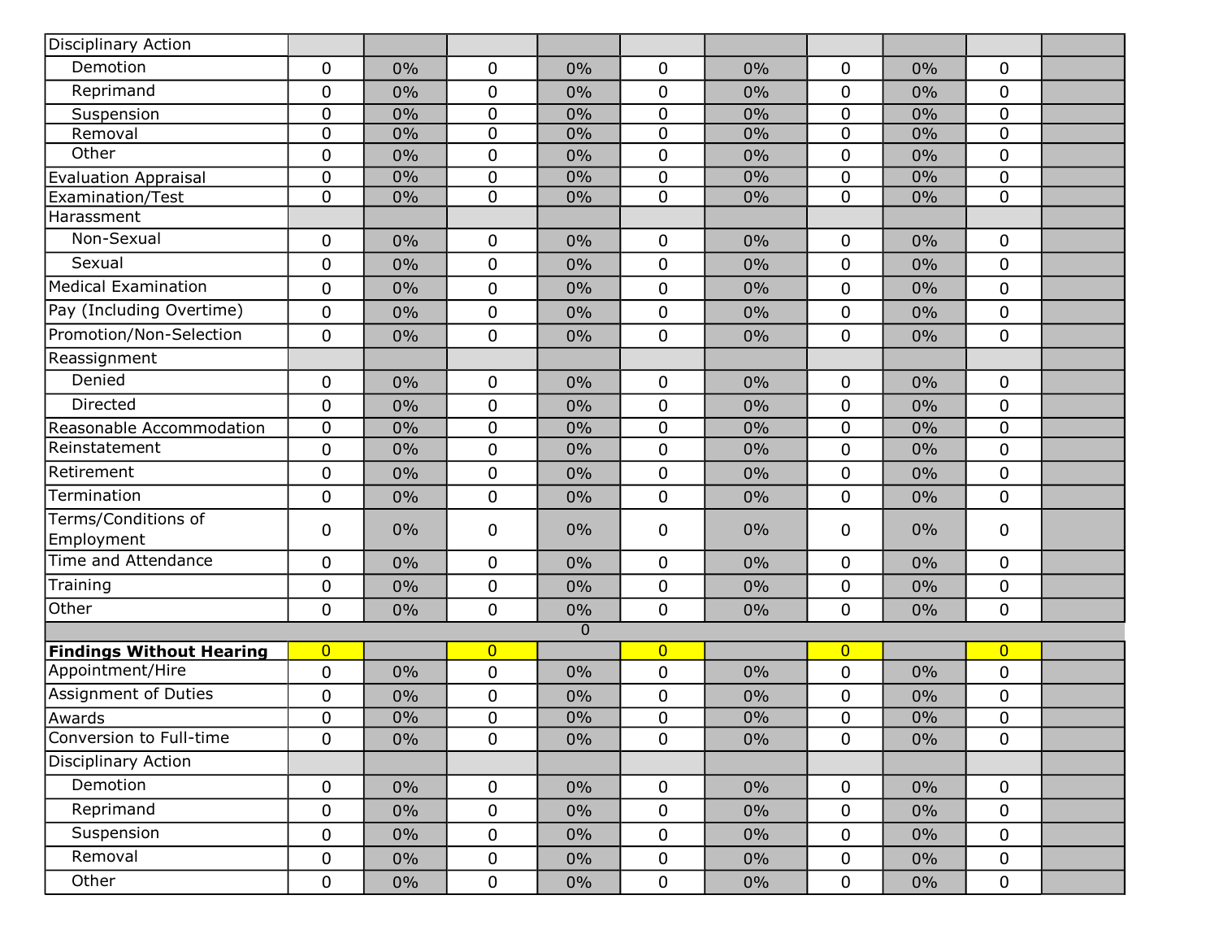| | | | | | | | | | | |
|---|---|---|---|---|---|---|---|---|---|---|
| Disciplinary Action | | | | | | | | | | |
| Demotion | 0 | 0% | 0 | 0% | 0 | 0% | 0 | 0% | 0 | |
| Reprimand | 0 | 0% | 0 | 0% | 0 | 0% | 0 | 0% | 0 | |
| Suspension | 0 | 0% | 0 | 0% | 0 | 0% | 0 | 0% | 0 | |
| Removal | 0 | 0% | 0 | 0% | 0 | 0% | 0 | 0% | 0 | |
| Other | 0 | 0% | 0 | 0% | 0 | 0% | 0 | 0% | 0 | |
| Evaluation Appraisal | 0 | 0% | 0 | 0% | 0 | 0% | 0 | 0% | 0 | |
| Examination/Test | 0 | 0% | 0 | 0% | 0 | 0% | 0 | 0% | 0 | |
| Harassment | | | | | | | | | | |
| Non-Sexual | 0 | 0% | 0 | 0% | 0 | 0% | 0 | 0% | 0 | |
| Sexual | 0 | 0% | 0 | 0% | 0 | 0% | 0 | 0% | 0 | |
| Medical Examination | 0 | 0% | 0 | 0% | 0 | 0% | 0 | 0% | 0 | |
| Pay (Including Overtime) | 0 | 0% | 0 | 0% | 0 | 0% | 0 | 0% | 0 | |
| Promotion/Non-Selection | 0 | 0% | 0 | 0% | 0 | 0% | 0 | 0% | 0 | |
| Reassignment | | | | | | | | | | |
| Denied | 0 | 0% | 0 | 0% | 0 | 0% | 0 | 0% | 0 | |
| Directed | 0 | 0% | 0 | 0% | 0 | 0% | 0 | 0% | 0 | |
| Reasonable Accommodation | 0 | 0% | 0 | 0% | 0 | 0% | 0 | 0% | 0 | |
| Reinstatement | 0 | 0% | 0 | 0% | 0 | 0% | 0 | 0% | 0 | |
| Retirement | 0 | 0% | 0 | 0% | 0 | 0% | 0 | 0% | 0 | |
| Termination | 0 | 0% | 0 | 0% | 0 | 0% | 0 | 0% | 0 | |
| Terms/Conditions of Employment | 0 | 0% | 0 | 0% | 0 | 0% | 0 | 0% | 0 | |
| Time and Attendance | 0 | 0% | 0 | 0% | 0 | 0% | 0 | 0% | 0 | |
| Training | 0 | 0% | 0 | 0% | 0 | 0% | 0 | 0% | 0 | |
| Other | 0 | 0% | 0 | 0% | 0 | 0% | 0 | 0% | 0 | |
| | | | | 0 | | | | | | |
| **Findings Without Hearing** | 0 | | 0 | | 0 | | 0 | | 0 | |
| Appointment/Hire | 0 | 0% | 0 | 0% | 0 | 0% | 0 | 0% | 0 | |
| Assignment of Duties | 0 | 0% | 0 | 0% | 0 | 0% | 0 | 0% | 0 | |
| Awards | 0 | 0% | 0 | 0% | 0 | 0% | 0 | 0% | 0 | |
| Conversion to Full-time | 0 | 0% | 0 | 0% | 0 | 0% | 0 | 0% | 0 | |
| Disciplinary Action | | | | | | | | | | |
| Demotion | 0 | 0% | 0 | 0% | 0 | 0% | 0 | 0% | 0 | |
| Reprimand | 0 | 0% | 0 | 0% | 0 | 0% | 0 | 0% | 0 | |
| Suspension | 0 | 0% | 0 | 0% | 0 | 0% | 0 | 0% | 0 | |
| Removal | 0 | 0% | 0 | 0% | 0 | 0% | 0 | 0% | 0 | |
| Other | 0 | 0% | 0 | 0% | 0 | 0% | 0 | 0% | 0 | |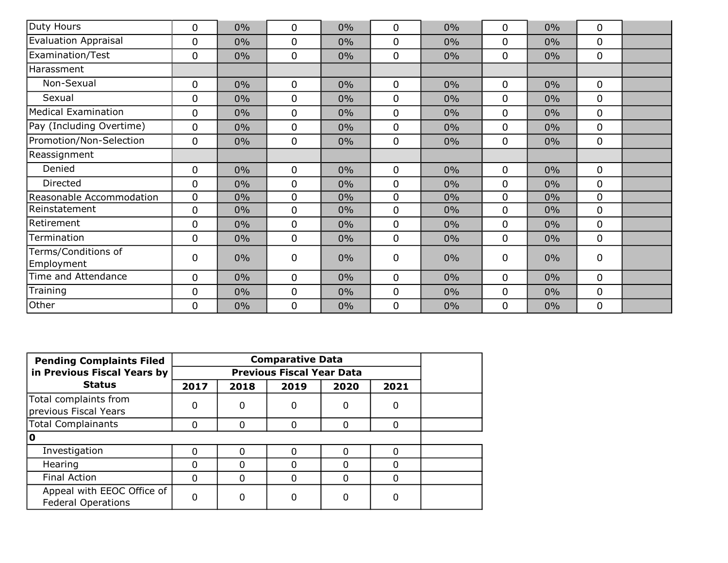| | | | | | | | | | | |
|---|---|---|---|---|---|---|---|---|---|---|
| Duty Hours | 0 | 0% | 0 | 0% | 0 | 0% | 0 | 0% | 0 | |
| Evaluation Appraisal | 0 | 0% | 0 | 0% | 0 | 0% | 0 | 0% | 0 | |
| Examination/Test | 0 | 0% | 0 | 0% | 0 | 0% | 0 | 0% | 0 | |
| Harassment | | | | | | | | | | |
| Non-Sexual | 0 | 0% | 0 | 0% | 0 | 0% | 0 | 0% | 0 | |
| Sexual | 0 | 0% | 0 | 0% | 0 | 0% | 0 | 0% | 0 | |
| Medical Examination | 0 | 0% | 0 | 0% | 0 | 0% | 0 | 0% | 0 | |
| Pay (Including Overtime) | 0 | 0% | 0 | 0% | 0 | 0% | 0 | 0% | 0 | |
| Promotion/Non-Selection | 0 | 0% | 0 | 0% | 0 | 0% | 0 | 0% | 0 | |
| Reassignment | | | | | | | | | | |
| Denied | 0 | 0% | 0 | 0% | 0 | 0% | 0 | 0% | 0 | |
| Directed | 0 | 0% | 0 | 0% | 0 | 0% | 0 | 0% | 0 | |
| Reasonable Accommodation | 0 | 0% | 0 | 0% | 0 | 0% | 0 | 0% | 0 | |
| Reinstatement | 0 | 0% | 0 | 0% | 0 | 0% | 0 | 0% | 0 | |
| Retirement | 0 | 0% | 0 | 0% | 0 | 0% | 0 | 0% | 0 | |
| Termination | 0 | 0% | 0 | 0% | 0 | 0% | 0 | 0% | 0 | |
| Terms/Conditions of Employment | 0 | 0% | 0 | 0% | 0 | 0% | 0 | 0% | 0 | |
| Time and Attendance | 0 | 0% | 0 | 0% | 0 | 0% | 0 | 0% | 0 | |
| Training | 0 | 0% | 0 | 0% | 0 | 0% | 0 | 0% | 0 | |
| Other | 0 | 0% | 0 | 0% | 0 | 0% | 0 | 0% | 0 | |

| **Pending Complaints Filed in Previous Fiscal Years by Status** | **Comparative Data** | | | | | |
|---|---|---|---|---|---|---|
| | **Previous Fiscal Year Data** | | | | | |
| | **2017** | **2018** | **2019** | **2020** | **2021** | |
| Total complaints from previous Fiscal Years | 0 | 0 | 0 | 0 | 0 | |
| Total Complainants | 0 | 0 | 0 | 0 | 0 | |
| **0** | | | | | | |
| Investigation | 0 | 0 | 0 | 0 | 0 | |
| Hearing | 0 | 0 | 0 | 0 | 0 | |
| Final Action | 0 | 0 | 0 | 0 | 0 | |
| Appeal with EEOC Office of Federal Operations | 0 | 0 | 0 | 0 | 0 | |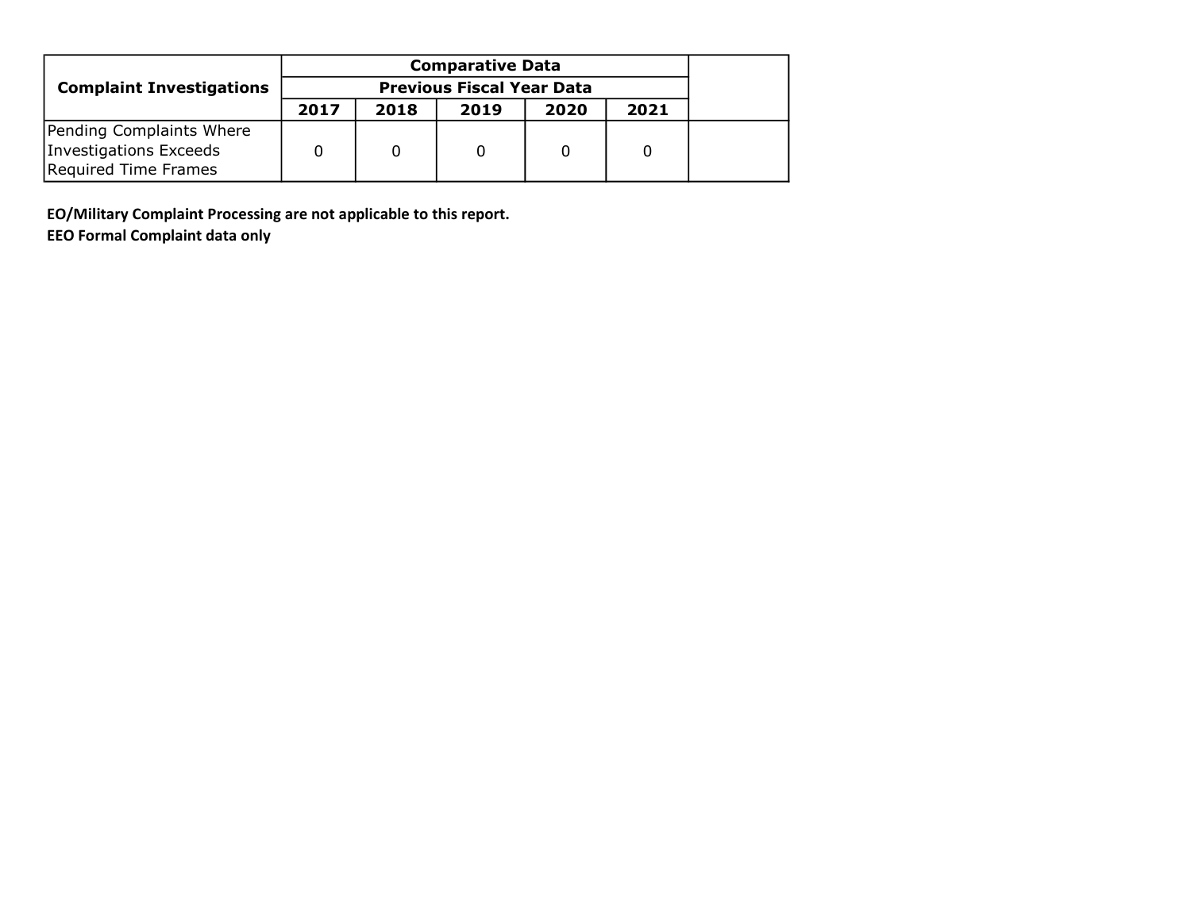| Complaint Investigations | Comparative Data | | | | | |
|---|---|---|---|---|---|---|
| | Previous Fiscal Year Data | | | | | |
| | 2017 | 2018 | 2019 | 2020 | 2021 | |
| Pending Complaints Where Investigations Exceeds Required Time Frames | 0 | 0 | 0 | 0 | 0 | |

**EO/Military Complaint Processing are not applicable to this report.**

**EEO Formal Complaint data only**